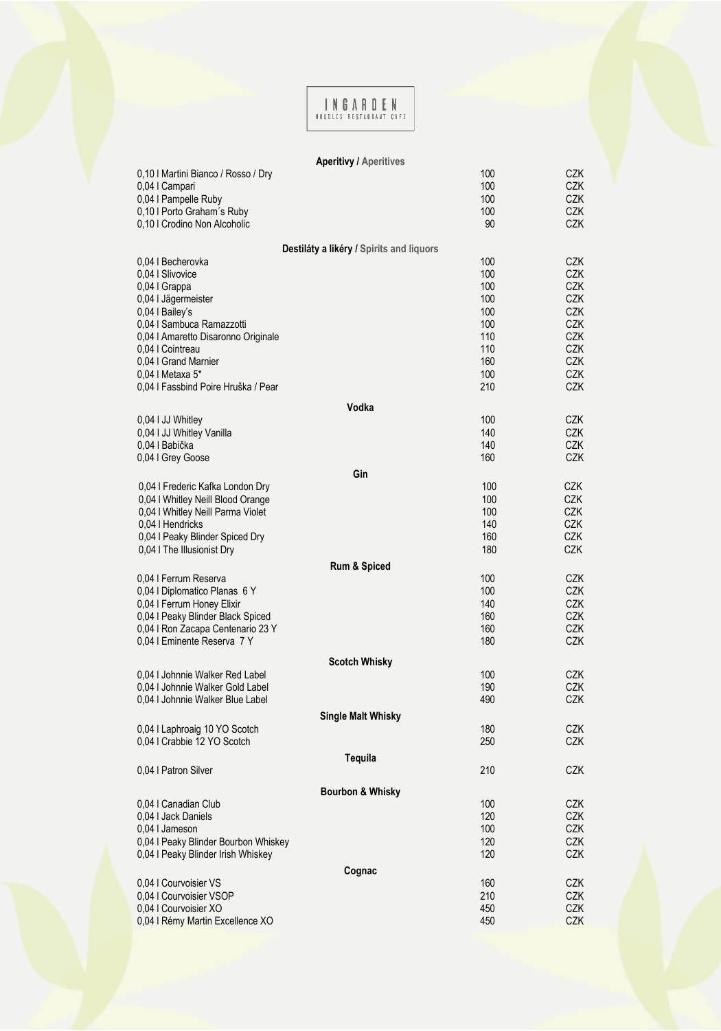# INGARDEN

NOODLES RESTAURANT CAFE

## Aperitivy / Aperitives

| | | |
|---|---|---|
| 0,10 l Martini Bianco / Rosso / Dry | 100 | CZK |
| 0,04 l Campari | 100 | CZK |
| 0,04 l Pampelle Ruby | 100 | CZK |
| 0,10 l Porto Graham´s Ruby | 100 | CZK |
| 0,10 l Crodino Non Alcoholic | 90 | CZK |

## Destiláty a likéry / Spirits and liquors

| | | |
|---|---|---|
| 0,04 l Becherovka | 100 | CZK |
| 0,04 l Slivovice | 100 | CZK |
| 0,04 l Grappa | 100 | CZK |
| 0,04 l Jägermeister | 100 | CZK |
| 0,04 l Bailey's | 100 | CZK |
| 0,04 l Sambuca Ramazzotti | 100 | CZK |
| 0,04 l Amaretto Disaronno Originale | 110 | CZK |
| 0,04 l Cointreau | 110 | CZK |
| 0,04 l Grand Marnier | 160 | CZK |
| 0,04 l Metaxa 5* | 100 | CZK |
| 0,04 l Fassbind Poire Hruška / Pear | 210 | CZK |

## Vodka

| | | |
|---|---|---|
| 0,04 l JJ Whitley | 100 | CZK |
| 0,04 l JJ Whitley Vanilla | 140 | CZK |
| 0,04 l Babička | 140 | CZK |
| 0,04 l Grey Goose | 160 | CZK |

## Gin

| | | |
|---|---|---|
| 0,04 l Frederic Kafka London Dry | 100 | CZK |
| 0,04 l Whitley Neill Blood Orange | 100 | CZK |
| 0,04 l Whitley Neill Parma Violet | 100 | CZK |
| 0,04 l Hendricks | 140 | CZK |
| 0,04 l Peaky Blinder Spiced Dry | 160 | CZK |
| 0,04 l The Illusionist Dry | 180 | CZK |

## Rum & Spiced

| | | |
|---|---|---|
| 0,04 l Ferrum Reserva | 100 | CZK |
| 0,04 l Diplomatico Planas 6 Y | 100 | CZK |
| 0,04 l Ferrum Honey Elixir | 140 | CZK |
| 0,04 l Peaky Blinder Black Spiced | 160 | CZK |
| 0,04 l Ron Zacapa Centenario 23 Y | 160 | CZK |
| 0,04 l Eminente Reserva 7 Y | 180 | CZK |

## Scotch Whisky

| | | |
|---|---|---|
| 0,04 l Johnnie Walker Red Label | 100 | CZK |
| 0,04 l Johnnie Walker Gold Label | 190 | CZK |
| 0,04 l Johnnie Walker Blue Label | 490 | CZK |

## Single Malt Whisky

| | | |
|---|---|---|
| 0,04 l Laphroaig 10 YO Scotch | 180 | CZK |
| 0,04 l Crabbie 12 YO Scotch | 250 | CZK |

## Tequila

| | | |
|---|---|---|
| 0,04 l Patron Silver | 210 | CZK |

## Bourbon & Whisky

| | | |
|---|---|---|
| 0,04 l Canadian Club | 100 | CZK |
| 0,04 l Jack Daniels | 120 | CZK |
| 0,04 l Jameson | 100 | CZK |
| 0,04 l Peaky Blinder Bourbon Whiskey | 120 | CZK |
| 0,04 l Peaky Blinder Irish Whiskey | 120 | CZK |

## Cognac

| | | |
|---|---|---|
| 0,04 l Courvoisier VS | 160 | CZK |
| 0,04 l Courvoisier VSOP | 210 | CZK |
| 0,04 l Courvoisier XO | 450 | CZK |
| 0,04 l Rémy Martin Excellence XO | 450 | CZK |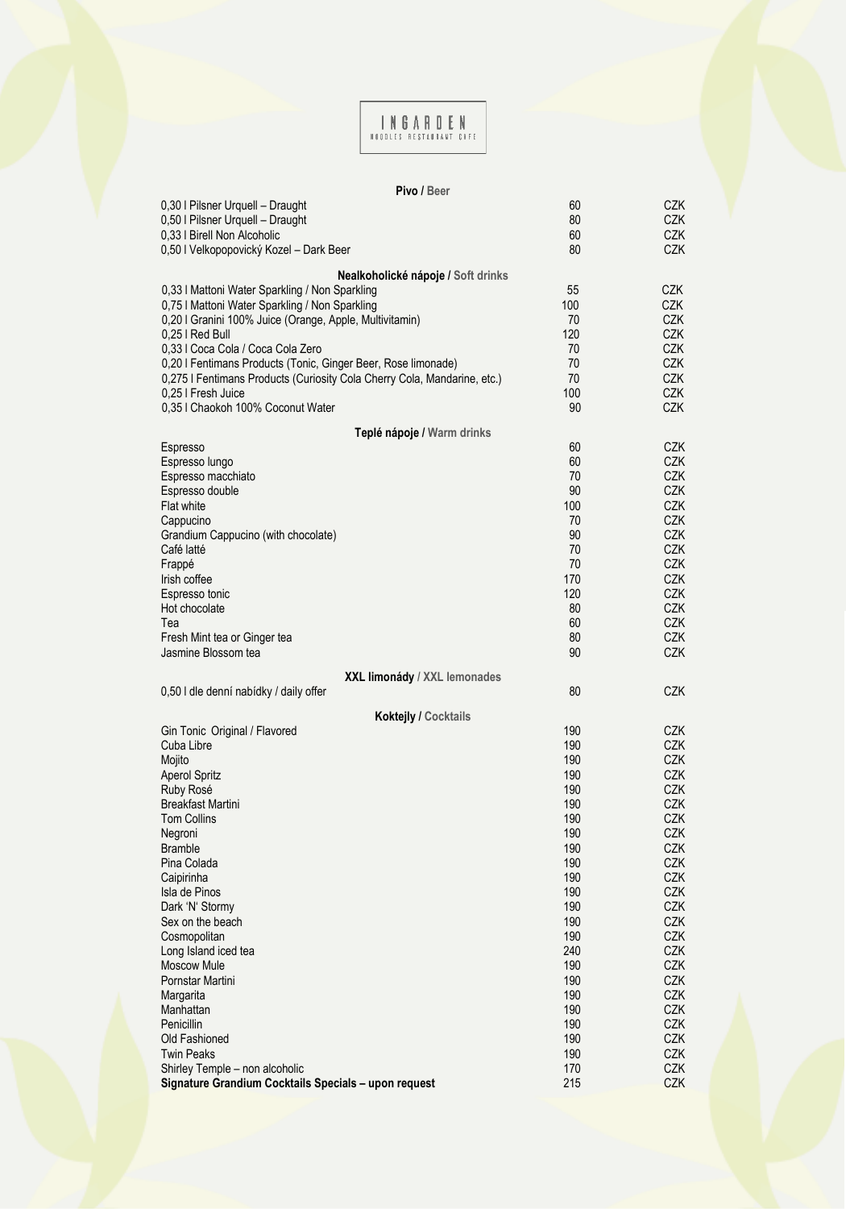INGARDEN
NOODLES RESTAURANT CAFE

## Pivo / Beer

| | | |
|---|---|---|
| 0,30 l Pilsner Urquell – Draught | 60 | CZK |
| 0,50 l Pilsner Urquell – Draught | 80 | CZK |
| 0,33 l Birell Non Alcoholic | 60 | CZK |
| 0,50 l Velkopopovický Kozel – Dark Beer | 80 | CZK |

## Nealkoholické nápoje / Soft drinks

| | | |
|---|---|---|
| 0,33 l Mattoni Water Sparkling / Non Sparkling | 55 | CZK |
| 0,75 l Mattoni Water Sparkling / Non Sparkling | 100 | CZK |
| 0,20 l Granini 100% Juice (Orange, Apple, Multivitamin) | 70 | CZK |
| 0,25 l Red Bull | 120 | CZK |
| 0,33 l Coca Cola / Coca Cola Zero | 70 | CZK |
| 0,20 l Fentimans Products (Tonic, Ginger Beer, Rose limonade) | 70 | CZK |
| 0,275 l Fentimans Products (Curiosity Cola Cherry Cola, Mandarine, etc.) | 70 | CZK |
| 0,25 l Fresh Juice | 100 | CZK |
| 0,35 l Chaokoh 100% Coconut Water | 90 | CZK |

## Teplé nápoje / Warm drinks

| | | |
|---|---|---|
| Espresso | 60 | CZK |
| Espresso lungo | 60 | CZK |
| Espresso macchiato | 70 | CZK |
| Espresso double | 90 | CZK |
| Flat white | 100 | CZK |
| Cappucino | 70 | CZK |
| Grandium Cappucino (with chocolate) | 90 | CZK |
| Café latté | 70 | CZK |
| Frappé | 70 | CZK |
| Irish coffee | 170 | CZK |
| Espresso tonic | 120 | CZK |
| Hot chocolate | 80 | CZK |
| Tea | 60 | CZK |
| Fresh Mint tea or Ginger tea | 80 | CZK |
| Jasmine Blossom tea | 90 | CZK |

## XXL limonády / XXL lemonades

| | | |
|---|---|---|
| 0,50 l dle denní nabídky / daily offer | 80 | CZK |

## Koktejly / Cocktails

| | | |
|---|---|---|
| Gin Tonic Original / Flavored | 190 | CZK |
| Cuba Libre | 190 | CZK |
| Mojito | 190 | CZK |
| Aperol Spritz | 190 | CZK |
| Ruby Rosé | 190 | CZK |
| Breakfast Martini | 190 | CZK |
| Tom Collins | 190 | CZK |
| Negroni | 190 | CZK |
| Bramble | 190 | CZK |
| Pina Colada | 190 | CZK |
| Caipirinha | 190 | CZK |
| Isla de Pinos | 190 | CZK |
| Dark 'N' Stormy | 190 | CZK |
| Sex on the beach | 190 | CZK |
| Cosmopolitan | 190 | CZK |
| Long Island iced tea | 240 | CZK |
| Moscow Mule | 190 | CZK |
| Pornstar Martini | 190 | CZK |
| Margarita | 190 | CZK |
| Manhattan | 190 | CZK |
| Penicillin | 190 | CZK |
| Old Fashioned | 190 | CZK |
| Twin Peaks | 190 | CZK |
| Shirley Temple – non alcoholic | 170 | CZK |
| **Signature Grandium Cocktails Specials – upon request** | 215 | CZK |